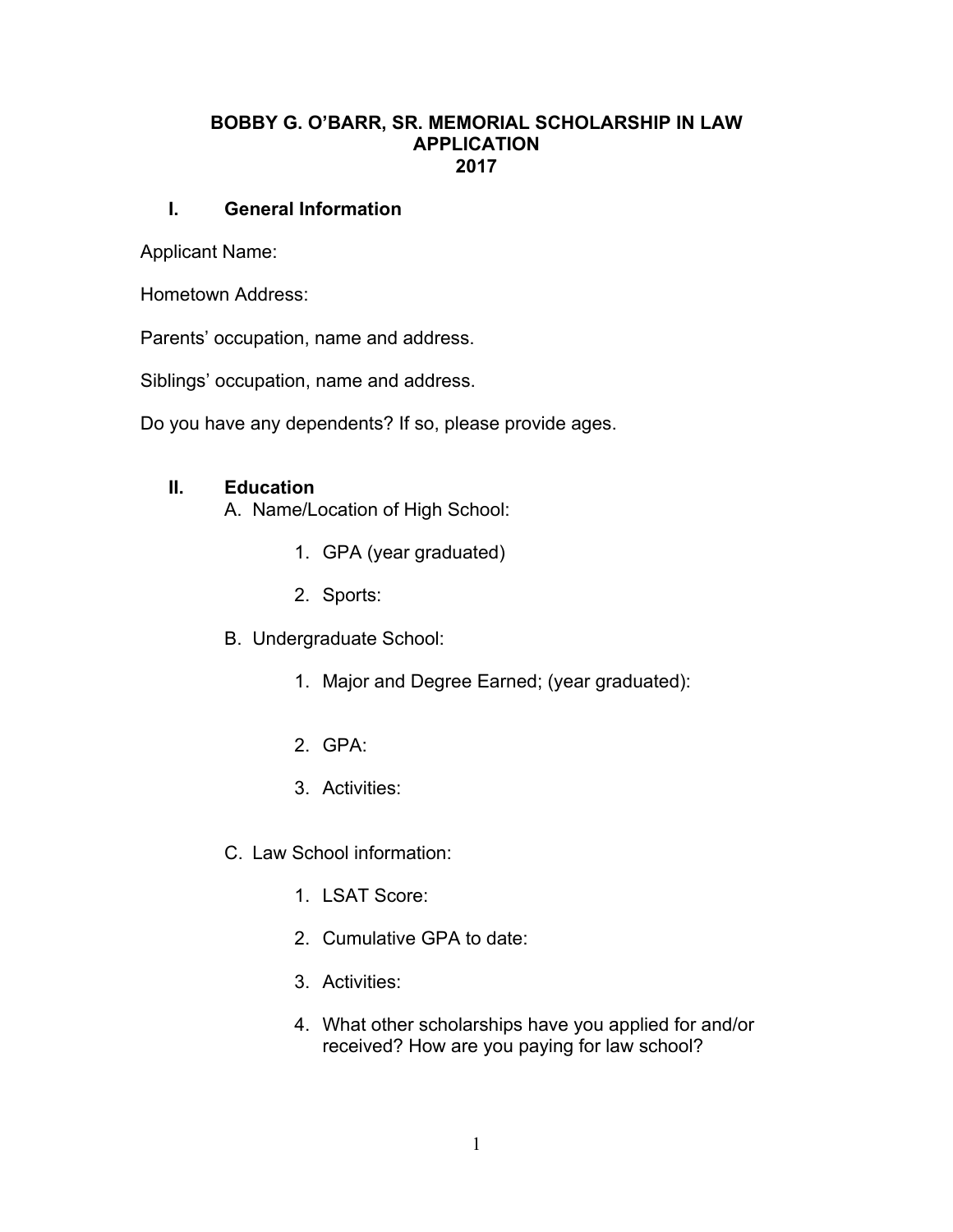# BOBBY G. O'BARR, SR. MEMORIAL SCHOLARSHIP IN LAW APPLICATION 2017

## I. General Information

Applicant Name:

Hometown Address:

Parents' occupation, name and address.

Siblings' occupation, name and address.

Do you have any dependents? If so, please provide ages.

## II. Education

A. Name/Location of High School:

1. GPA (year graduated)
2. Sports:

B. Undergraduate School:

1. Major and Degree Earned; (year graduated):
2. GPA:
3. Activities:

C. Law School information:

1. LSAT Score:
2. Cumulative GPA to date:
3. Activities:
4. What other scholarships have you applied for and/or received? How are you paying for law school?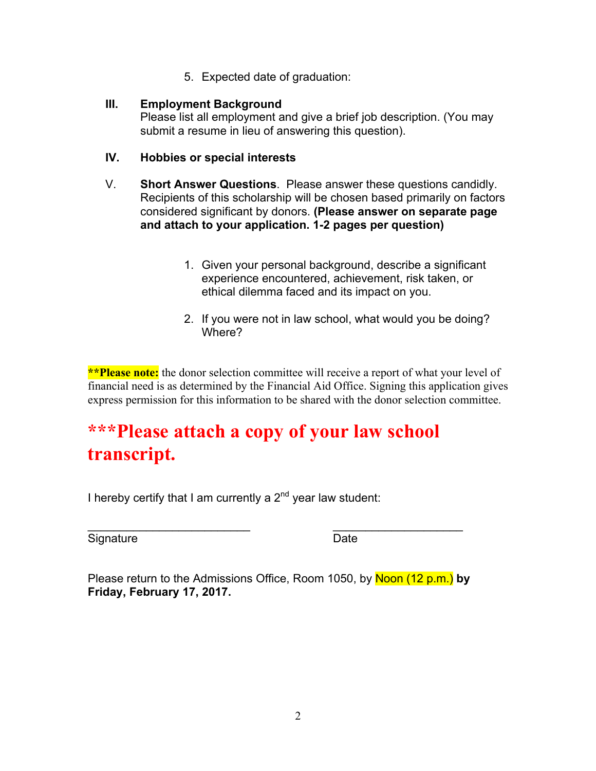5. Expected date of graduation:

**III. Employment Background**

Please list all employment and give a brief job description. (You may submit a resume in lieu of answering this question).

**IV. Hobbies or special interests**

V. **Short Answer Questions**. Please answer these questions candidly. Recipients of this scholarship will be chosen based primarily on factors considered significant by donors. **(Please answer on separate page and attach to your application. 1-2 pages per question)**

1. Given your personal background, describe a significant experience encountered, achievement, risk taken, or ethical dilemma faced and its impact on you.
2. If you were not in law school, what would you be doing? Where?

****Please note:** the donor selection committee will receive a report of what your level of financial need is as determined by the Financial Aid Office. Signing this application gives express permission for this information to be shared with the donor selection committee.

## ***Please attach a copy of your law school transcript.

I hereby certify that I am currently a 2nd year law student:

\_\_\_\_\_\_\_\_\_\_\_\_\_\_\_\_\_\_\_\_\_\_\_\_\_\_ \_\_\_\_\_\_\_\_\_\_\_\_\_\_\_\_\_\_\_\_\_

Signature Date

Please return to the Admissions Office, Room 1050, by Noon (12 p.m.) **by Friday, February 17, 2017.**